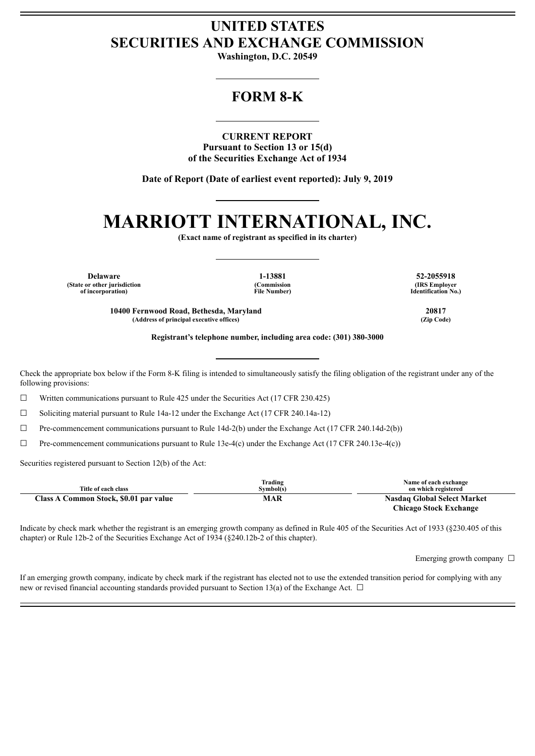# UNITED STATES
# SECURITIES AND EXCHANGE COMMISSION

**Washington, D.C. 20549**

## FORM 8-K

**CURRENT REPORT**
**Pursuant to Section 13 or 15(d)**
**of the Securities Exchange Act of 1934**

**Date of Report (Date of earliest event reported): July 9, 2019**

# MARRIOTT INTERNATIONAL, INC.

**(Exact name of registrant as specified in its charter)**

| Delaware | 1-13881 | 52-2055918 |
|---|---|---|
| (State or other jurisdiction of incorporation) | (Commission File Number) | (IRS Employer Identification No.) |

| 10400 Fernwood Road, Bethesda, Maryland | 20817 |
|---|---|
| (Address of principal executive offices) | (Zip Code) |

**Registrant's telephone number, including area code: (301) 380-3000**

Check the appropriate box below if the Form 8-K filing is intended to simultaneously satisfy the filing obligation of the registrant under any of the following provisions:

☐ Written communications pursuant to Rule 425 under the Securities Act (17 CFR 230.425)

☐ Soliciting material pursuant to Rule 14a-12 under the Exchange Act (17 CFR 240.14a-12)

☐ Pre-commencement communications pursuant to Rule 14d-2(b) under the Exchange Act (17 CFR 240.14d-2(b))

☐ Pre-commencement communications pursuant to Rule 13e-4(c) under the Exchange Act (17 CFR 240.13e-4(c))

Securities registered pursuant to Section 12(b) of the Act:

| Title of each class | Trading Symbol(s) | Name of each exchange on which registered |
|---|---|---|
| **Class A Common Stock, $0.01 par value** | **MAR** | **Nasdaq Global Select Market**<br>**Chicago Stock Exchange** |

Indicate by check mark whether the registrant is an emerging growth company as defined in Rule 405 of the Securities Act of 1933 (§230.405 of this chapter) or Rule 12b-2 of the Securities Exchange Act of 1934 (§240.12b-2 of this chapter).

Emerging growth company ☐

If an emerging growth company, indicate by check mark if the registrant has elected not to use the extended transition period for complying with any new or revised financial accounting standards provided pursuant to Section 13(a) of the Exchange Act. ☐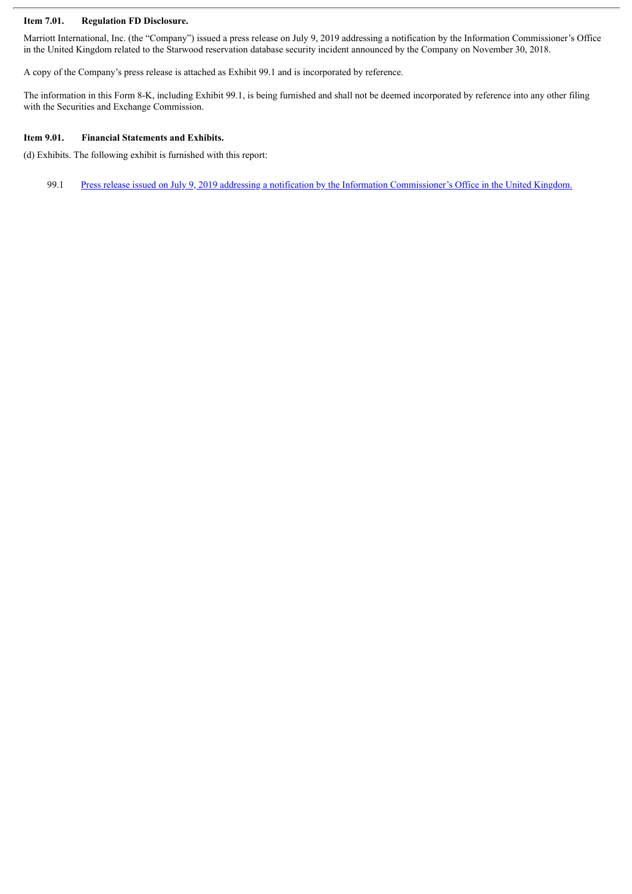**Item 7.01. Regulation FD Disclosure.**

Marriott International, Inc. (the "Company") issued a press release on July 9, 2019 addressing a notification by the Information Commissioner's Office in the United Kingdom related to the Starwood reservation database security incident announced by the Company on November 30, 2018.

A copy of the Company's press release is attached as Exhibit 99.1 and is incorporated by reference.

The information in this Form 8-K, including Exhibit 99.1, is being furnished and shall not be deemed incorporated by reference into any other filing with the Securities and Exchange Commission.

**Item 9.01. Financial Statements and Exhibits.**

(d) Exhibits. The following exhibit is furnished with this report:

99.1 Press release issued on July 9, 2019 addressing a notification by the Information Commissioner's Office in the United Kingdom.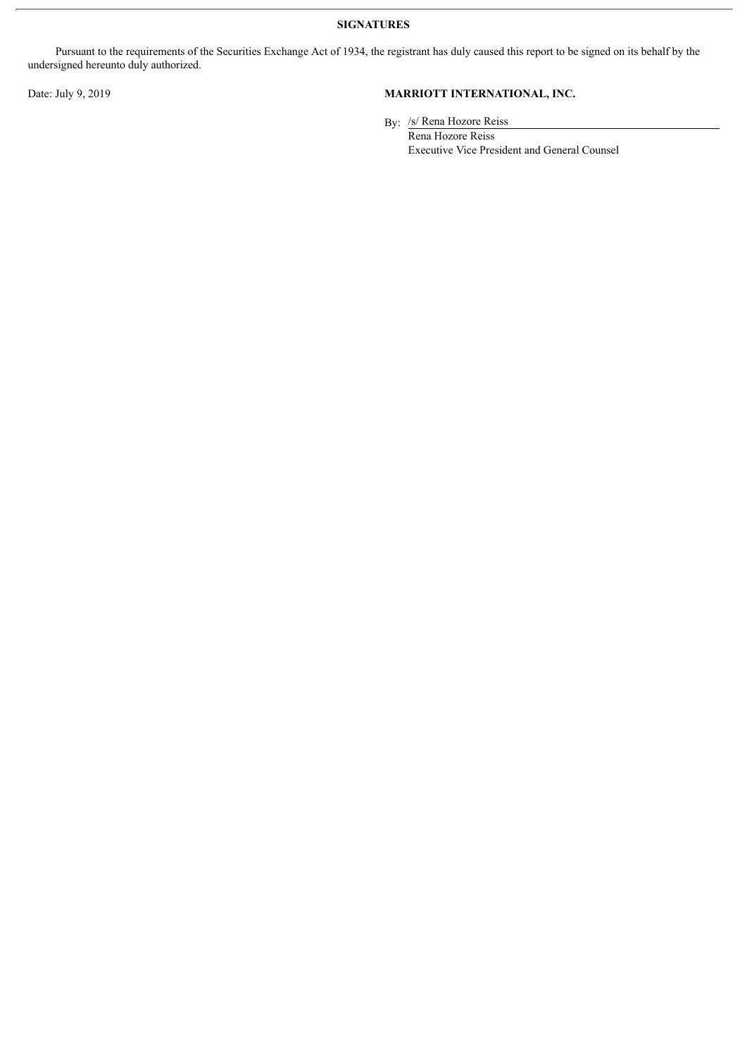**SIGNATURES**

Pursuant to the requirements of the Securities Exchange Act of 1934, the registrant has duly caused this report to be signed on its behalf by the undersigned hereunto duly authorized.

Date: July 9, 2019

**MARRIOTT INTERNATIONAL, INC.**

By: /s/ Rena Hozore Reiss

Rena Hozore Reiss

Executive Vice President and General Counsel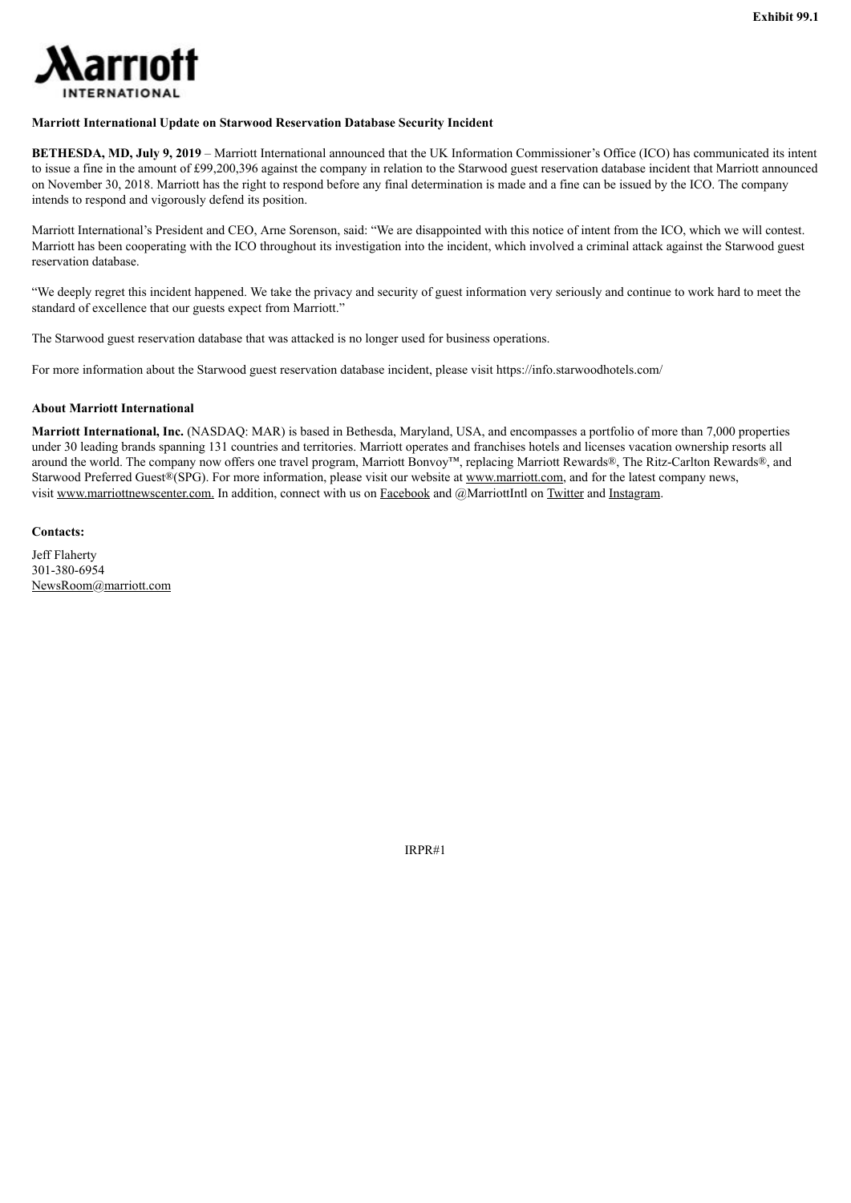Exhibit 99.1

**Marriott International Update on Starwood Reservation Database Security Incident**

**BETHESDA, MD, July 9, 2019** – Marriott International announced that the UK Information Commissioner's Office (ICO) has communicated its intent to issue a fine in the amount of £99,200,396 against the company in relation to the Starwood guest reservation database incident that Marriott announced on November 30, 2018. Marriott has the right to respond before any final determination is made and a fine can be issued by the ICO. The company intends to respond and vigorously defend its position.

Marriott International's President and CEO, Arne Sorenson, said: "We are disappointed with this notice of intent from the ICO, which we will contest. Marriott has been cooperating with the ICO throughout its investigation into the incident, which involved a criminal attack against the Starwood guest reservation database.

"We deeply regret this incident happened. We take the privacy and security of guest information very seriously and continue to work hard to meet the standard of excellence that our guests expect from Marriott."

The Starwood guest reservation database that was attacked is no longer used for business operations.

For more information about the Starwood guest reservation database incident, please visit https://info.starwoodhotels.com/

**About Marriott International**

**Marriott International, Inc.** (NASDAQ: MAR) is based in Bethesda, Maryland, USA, and encompasses a portfolio of more than 7,000 properties under 30 leading brands spanning 131 countries and territories. Marriott operates and franchises hotels and licenses vacation ownership resorts all around the world. The company now offers one travel program, Marriott Bonvoy™, replacing Marriott Rewards®, The Ritz-Carlton Rewards®, and Starwood Preferred Guest®(SPG). For more information, please visit our website at www.marriott.com, and for the latest company news, visit www.marriottnewscenter.com. In addition, connect with us on Facebook and @MarriottIntl on Twitter and Instagram.

**Contacts:**

Jeff Flaherty
301-380-6954
NewsRoom@marriott.com

IRPR#1